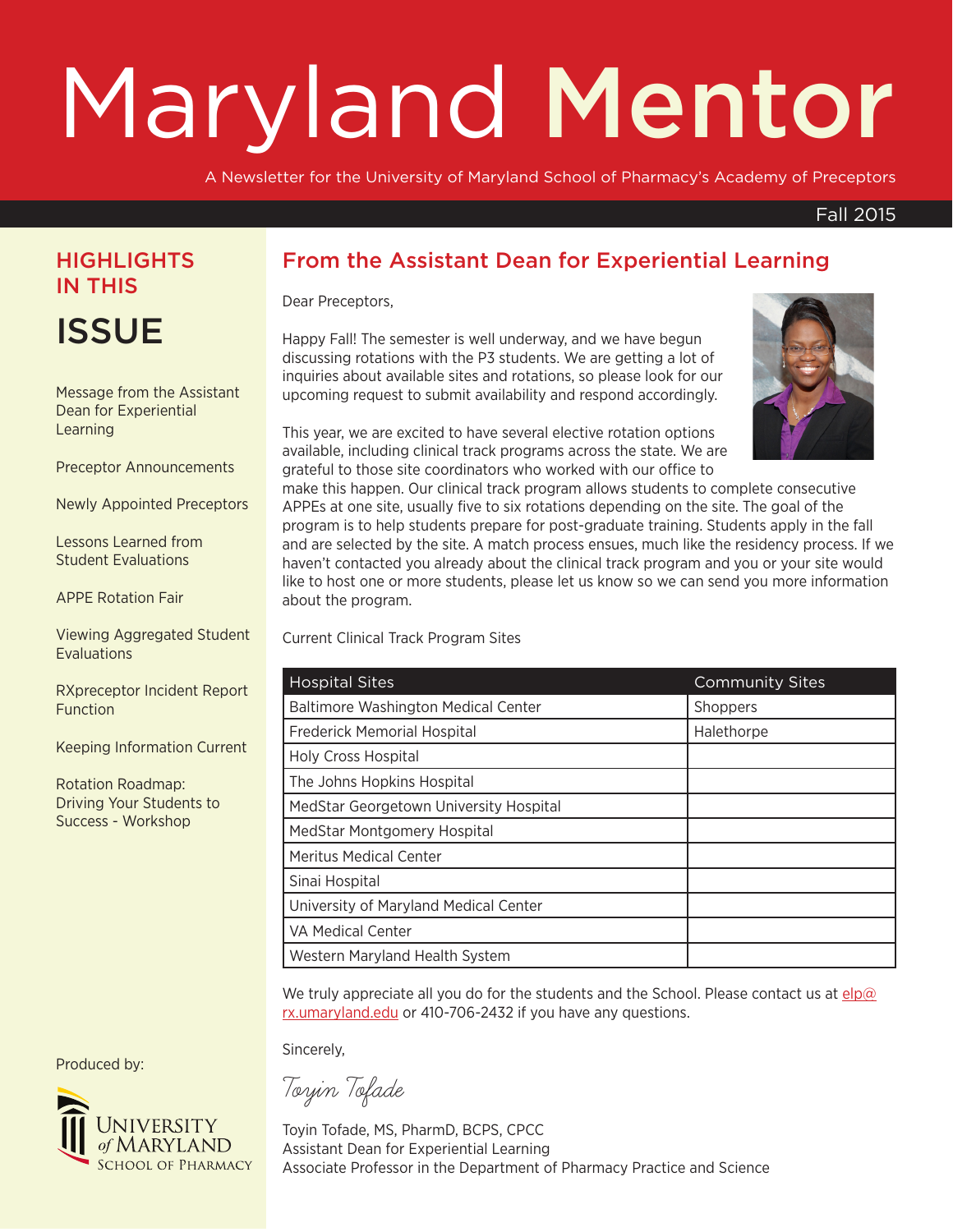# Maryland Mentor

A Newsletter for the University of Maryland School of Pharmacy's Academy of Preceptors

Fall 2015

## HIGHLIGHTS IN THIS ISSUE

- Message from the Assistant Dean for Experiential Learning
- Preceptor Announcements
- Newly Appointed Preceptors
- Lessons Learned from Student Evaluations
- APPE Rotation Fair
- Viewing Aggregated Student Evaluations
- RXpreceptor Incident Report Function
- Keeping Information Current
- Rotation Roadmap: Driving Your Students to Success - Workshop

Produced by:

University of Maryland School of Pharmacy

## From the Assistant Dean for Experiential Learning

Dear Preceptors,

Happy Fall! The semester is well underway, and we have begun discussing rotations with the P3 students. We are getting a lot of inquiries about available sites and rotations, so please look for our upcoming request to submit availability and respond accordingly.

This year, we are excited to have several elective rotation options available, including clinical track programs across the state. We are grateful to those site coordinators who worked with our office to make this happen. Our clinical track program allows students to complete consecutive APPEs at one site, usually five to six rotations depending on the site. The goal of the program is to help students prepare for post-graduate training. Students apply in the fall and are selected by the site. A match process ensues, much like the residency process. If we haven't contacted you already about the clinical track program and you or your site would like to host one or more students, please let us know so we can send you more information about the program.

Current Clinical Track Program Sites

| Hospital Sites | Community Sites |
|---|---|
| Baltimore Washington Medical Center | Shoppers |
| Frederick Memorial Hospital | Halethorpe |
| Holy Cross Hospital | |
| The Johns Hopkins Hospital | |
| MedStar Georgetown University Hospital | |
| MedStar Montgomery Hospital | |
| Meritus Medical Center | |
| Sinai Hospital | |
| University of Maryland Medical Center | |
| VA Medical Center | |
| Western Maryland Health System | |

We truly appreciate all you do for the students and the School. Please contact us at elp@rx.umaryland.edu or 410-706-2432 if you have any questions.

Sincerely,

*Toyin Tofade*

Toyin Tofade, MS, PharmD, BCPS, CPCC
Assistant Dean for Experiential Learning
Associate Professor in the Department of Pharmacy Practice and Science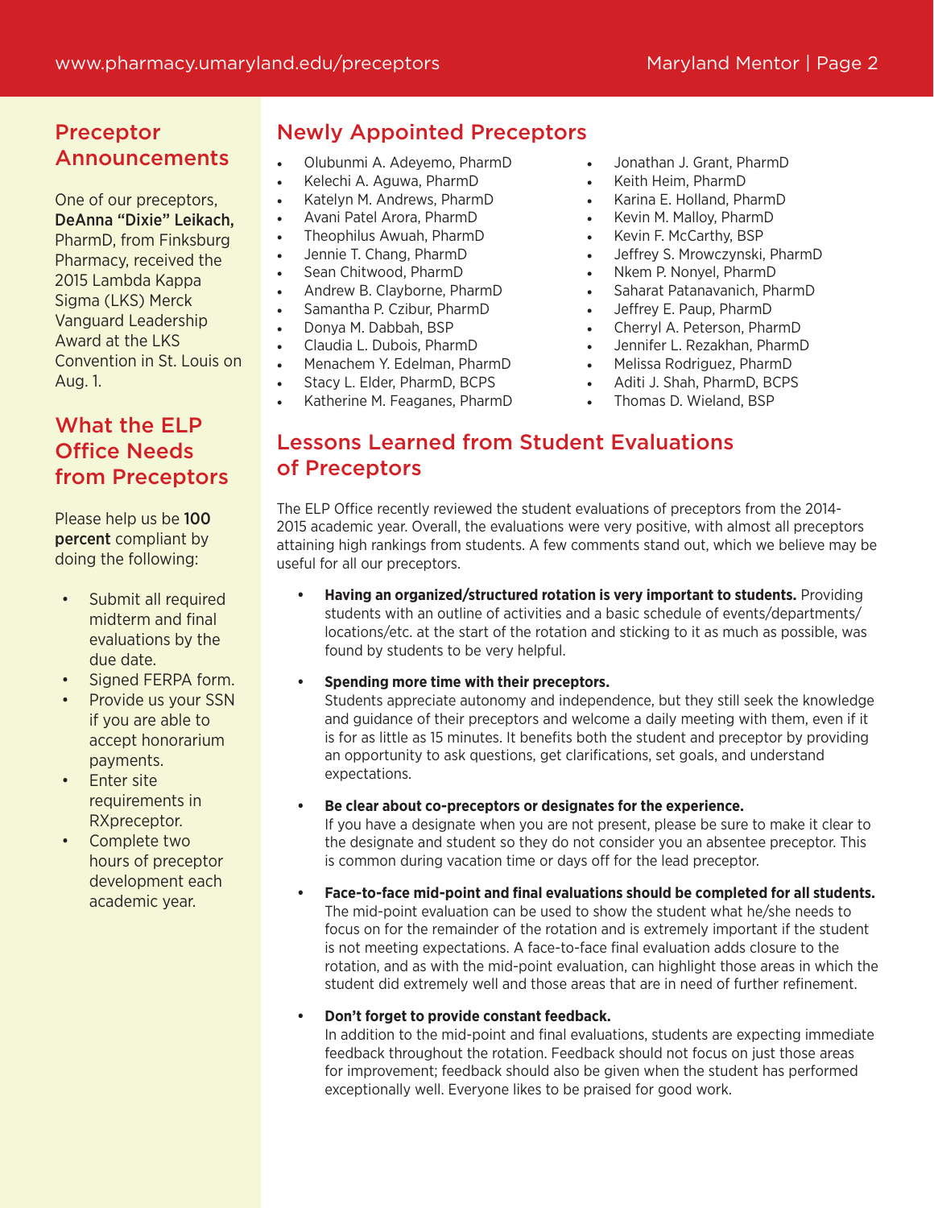## Preceptor Announcements

One of our preceptors, **DeAnna "Dixie" Leikach,** PharmD, from Finksburg Pharmacy, received the 2015 Lambda Kappa Sigma (LKS) Merck Vanguard Leadership Award at the LKS Convention in St. Louis on Aug. 1.

## What the ELP Office Needs from Preceptors

Please help us be **100 percent** compliant by doing the following:

- Submit all required midterm and final evaluations by the due date.
- Signed FERPA form.
- Provide us your SSN if you are able to accept honorarium payments.
- Enter site requirements in RXpreceptor.
- Complete two hours of preceptor development each academic year.

## Newly Appointed Preceptors

- Olubunmi A. Adeyemo, PharmD
- Kelechi A. Aguwa, PharmD
- Katelyn M. Andrews, PharmD
- Avani Patel Arora, PharmD
- Theophilus Awuah, PharmD
- Jennie T. Chang, PharmD
- Sean Chitwood, PharmD
- Andrew B. Clayborne, PharmD
- Samantha P. Czibur, PharmD
- Donya M. Dabbah, BSP
- Claudia L. Dubois, PharmD
- Menachem Y. Edelman, PharmD
- Stacy L. Elder, PharmD, BCPS
- Katherine M. Feaganes, PharmD
- Jonathan J. Grant, PharmD
- Keith Heim, PharmD
- Karina E. Holland, PharmD
- Kevin M. Malloy, PharmD
- Kevin F. McCarthy, BSP
- Jeffrey S. Mrowczynski, PharmD
- Nkem P. Nonyel, PharmD
- Saharat Patanavanich, PharmD
- Jeffrey E. Paup, PharmD
- Cherryl A. Peterson, PharmD
- Jennifer L. Rezakhan, PharmD
- Melissa Rodriguez, PharmD
- Aditi J. Shah, PharmD, BCPS
- Thomas D. Wieland, BSP

## Lessons Learned from Student Evaluations of Preceptors

The ELP Office recently reviewed the student evaluations of preceptors from the 2014-2015 academic year. Overall, the evaluations were very positive, with almost all preceptors attaining high rankings from students. A few comments stand out, which we believe may be useful for all our preceptors.

- **Having an organized/structured rotation is very important to students.** Providing students with an outline of activities and a basic schedule of events/departments/locations/etc. at the start of the rotation and sticking to it as much as possible, was found by students to be very helpful.

- **Spending more time with their preceptors.**
  Students appreciate autonomy and independence, but they still seek the knowledge and guidance of their preceptors and welcome a daily meeting with them, even if it is for as little as 15 minutes. It benefits both the student and preceptor by providing an opportunity to ask questions, get clarifications, set goals, and understand expectations.

- **Be clear about co-preceptors or designates for the experience.**
  If you have a designate when you are not present, please be sure to make it clear to the designate and student so they do not consider you an absentee preceptor. This is common during vacation time or days off for the lead preceptor.

- **Face-to-face mid-point and final evaluations should be completed for all students.**
  The mid-point evaluation can be used to show the student what he/she needs to focus on for the remainder of the rotation and is extremely important if the student is not meeting expectations. A face-to-face final evaluation adds closure to the rotation, and as with the mid-point evaluation, can highlight those areas in which the student did extremely well and those areas that are in need of further refinement.

- **Don't forget to provide constant feedback.**
  In addition to the mid-point and final evaluations, students are expecting immediate feedback throughout the rotation. Feedback should not focus on just those areas for improvement; feedback should also be given when the student has performed exceptionally well. Everyone likes to be praised for good work.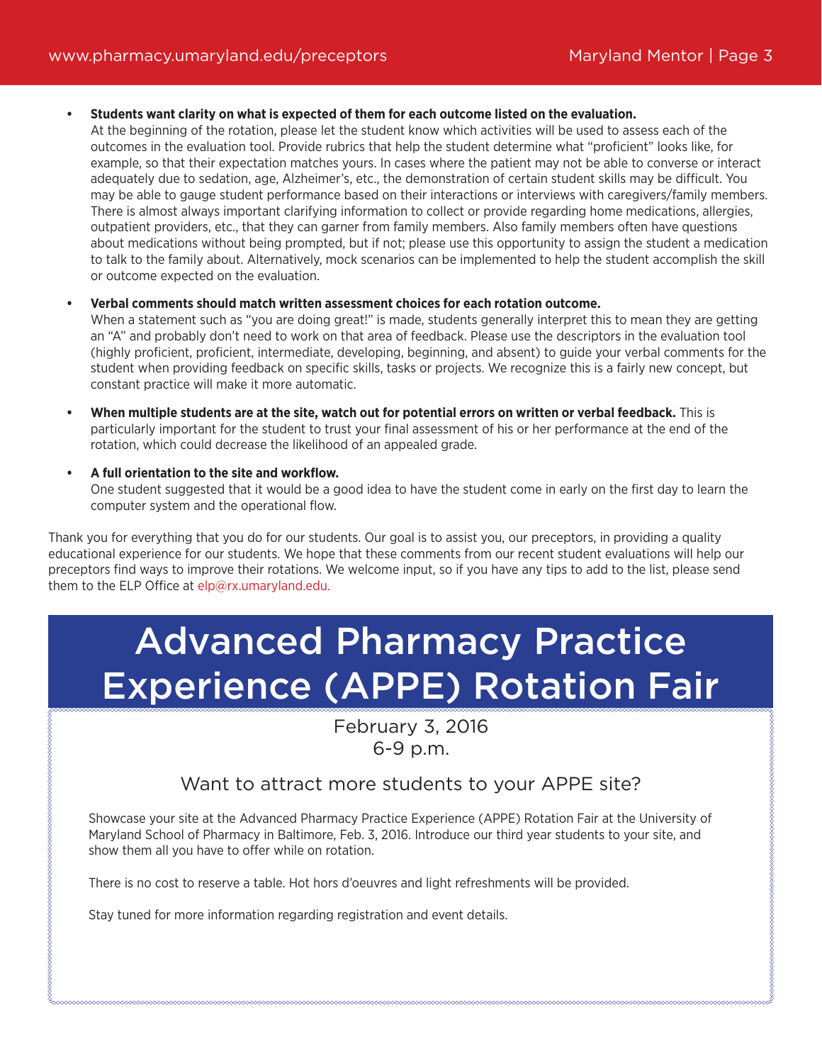- **Students want clarity on what is expected of them for each outcome listed on the evaluation.**
  At the beginning of the rotation, please let the student know which activities will be used to assess each of the outcomes in the evaluation tool. Provide rubrics that help the student determine what "proficient" looks like, for example, so that their expectation matches yours. In cases where the patient may not be able to converse or interact adequately due to sedation, age, Alzheimer's, etc., the demonstration of certain student skills may be difficult. You may be able to gauge student performance based on their interactions or interviews with caregivers/family members. There is almost always important clarifying information to collect or provide regarding home medications, allergies, outpatient providers, etc., that they can garner from family members. Also family members often have questions about medications without being prompted, but if not; please use this opportunity to assign the student a medication to talk to the family about. Alternatively, mock scenarios can be implemented to help the student accomplish the skill or outcome expected on the evaluation.

- **Verbal comments should match written assessment choices for each rotation outcome.**
  When a statement such as "you are doing great!" is made, students generally interpret this to mean they are getting an "A" and probably don't need to work on that area of feedback. Please use the descriptors in the evaluation tool (highly proficient, proficient, intermediate, developing, beginning, and absent) to guide your verbal comments for the student when providing feedback on specific skills, tasks or projects. We recognize this is a fairly new concept, but constant practice will make it more automatic.

- **When multiple students are at the site, watch out for potential errors on written or verbal feedback.** This is particularly important for the student to trust your final assessment of his or her performance at the end of the rotation, which could decrease the likelihood of an appealed grade.

- **A full orientation to the site and workflow.**
  One student suggested that it would be a good idea to have the student come in early on the first day to learn the computer system and the operational flow.

Thank you for everything that you do for our students. Our goal is to assist you, our preceptors, in providing a quality educational experience for our students. We hope that these comments from our recent student evaluations will help our preceptors find ways to improve their rotations. We welcome input, so if you have any tips to add to the list, please send them to the ELP Office at elp@rx.umaryland.edu.

# Advanced Pharmacy Practice Experience (APPE) Rotation Fair

February 3, 2016
6-9 p.m.

## Want to attract more students to your APPE site?

Showcase your site at the Advanced Pharmacy Practice Experience (APPE) Rotation Fair at the University of Maryland School of Pharmacy in Baltimore, Feb. 3, 2016. Introduce our third year students to your site, and show them all you have to offer while on rotation.

There is no cost to reserve a table. Hot hors d'oeuvres and light refreshments will be provided.

Stay tuned for more information regarding registration and event details.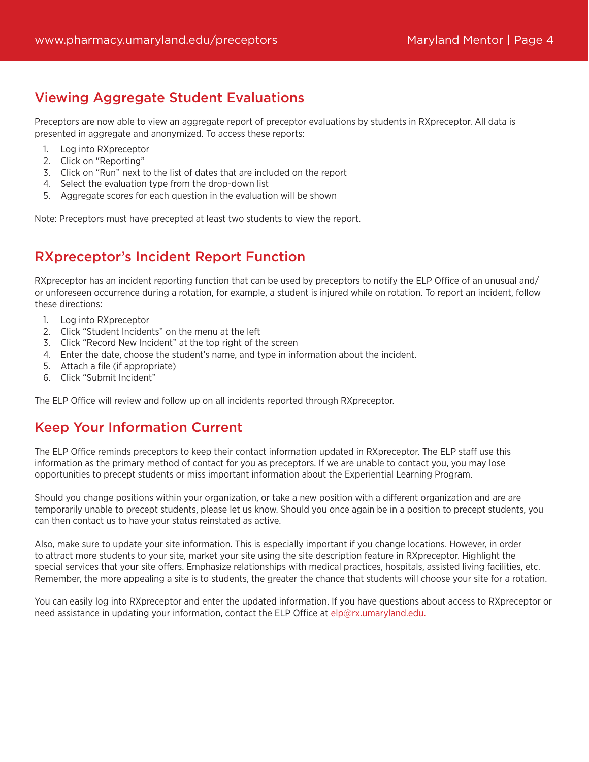## Viewing Aggregate Student Evaluations

Preceptors are now able to view an aggregate report of preceptor evaluations by students in RXpreceptor. All data is presented in aggregate and anonymized. To access these reports:

1. Log into RXpreceptor
2. Click on "Reporting"
3. Click on "Run" next to the list of dates that are included on the report
4. Select the evaluation type from the drop-down list
5. Aggregate scores for each question in the evaluation will be shown

Note: Preceptors must have precepted at least two students to view the report.

## RXpreceptor's Incident Report Function

RXpreceptor has an incident reporting function that can be used by preceptors to notify the ELP Office of an unusual and/or unforeseen occurrence during a rotation, for example, a student is injured while on rotation. To report an incident, follow these directions:

1. Log into RXpreceptor
2. Click "Student Incidents" on the menu at the left
3. Click "Record New Incident" at the top right of the screen
4. Enter the date, choose the student's name, and type in information about the incident.
5. Attach a file (if appropriate)
6. Click "Submit Incident"

The ELP Office will review and follow up on all incidents reported through RXpreceptor.

## Keep Your Information Current

The ELP Office reminds preceptors to keep their contact information updated in RXpreceptor. The ELP staff use this information as the primary method of contact for you as preceptors. If we are unable to contact you, you may lose opportunities to precept students or miss important information about the Experiential Learning Program.

Should you change positions within your organization, or take a new position with a different organization and are are temporarily unable to precept students, please let us know. Should you once again be in a position to precept students, you can then contact us to have your status reinstated as active.

Also, make sure to update your site information. This is especially important if you change locations. However, in order to attract more students to your site, market your site using the site description feature in RXpreceptor. Highlight the special services that your site offers. Emphasize relationships with medical practices, hospitals, assisted living facilities, etc. Remember, the more appealing a site is to students, the greater the chance that students will choose your site for a rotation.

You can easily log into RXpreceptor and enter the updated information. If you have questions about access to RXpreceptor or need assistance in updating your information, contact the ELP Office at elp@rx.umaryland.edu.